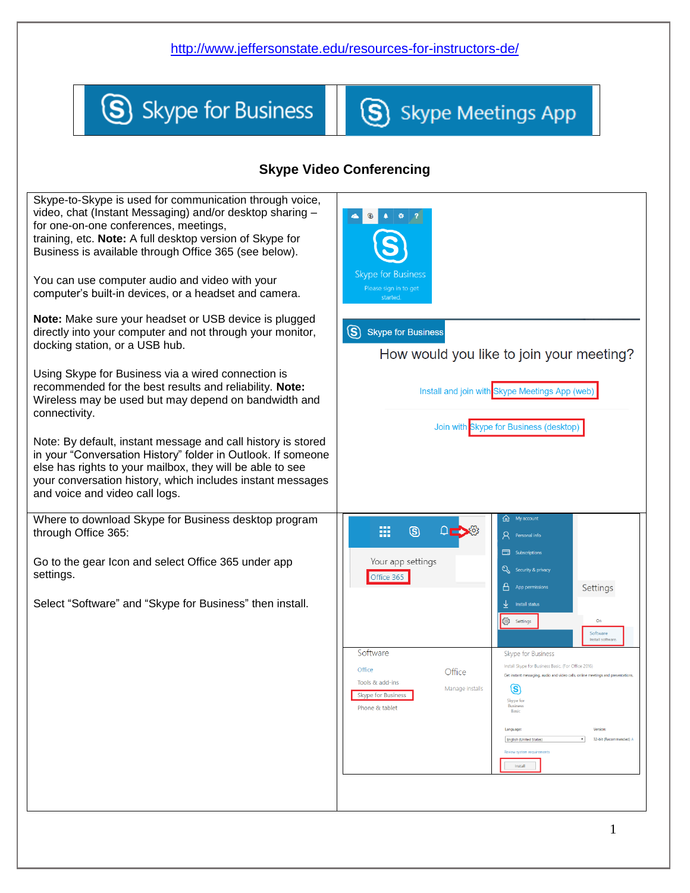http://www.jeffersonstate.edu/resources-for-instructors-de/

| Skype for Business | Skype Meetings App |
|---|---|

## Skype Video Conferencing

Skype-to-Skype is used for communication through voice, video, chat (Instant Messaging) and/or desktop sharing – for one-on-one conferences, meetings, training, etc. **Note:** A full desktop version of Skype for Business is available through Office 365 (see below).

You can use computer audio and video with your computer's built-in devices, or a headset and camera.

**Note:** Make sure your headset or USB device is plugged directly into your computer and not through your monitor, docking station, or a USB hub.

Using Skype for Business via a wired connection is recommended for the best results and reliability. **Note:** Wireless may be used but may depend on bandwidth and connectivity.

Note: By default, instant message and call history is stored in your "Conversation History" folder in Outlook. If someone else has rights to your mailbox, they will be able to see your conversation history, which includes instant messages and voice and video call logs.

Skype for Business

Please sign in to get started.

Skype for Business

How would you like to join your meeting?

Install and join with Skype Meetings App (web)

Join with Skype for Business (desktop)

Where to download Skype for Business desktop program through Office 365:

Go to the gear Icon and select Office 365 under app settings.

Select "Software" and "Skype for Business" then install.

Your app settings

Office 365

My account

Personal info

Subscriptions

Security & privacy

App permissions

Install status

Settings

Settings

On

Software

Install software

Software

Office

Tools & add-ins

Skype for Business

Phone & tablet

Office

Manage installs

Skype for Business

Install Skype for Business Basic (For Office 2016)

Get instant messaging, audio and video calls, online meetings and presentations.

Skype for Business Basic

Language: English (United States)

Version: 32-bit (Recommended)

Review system requirements

Install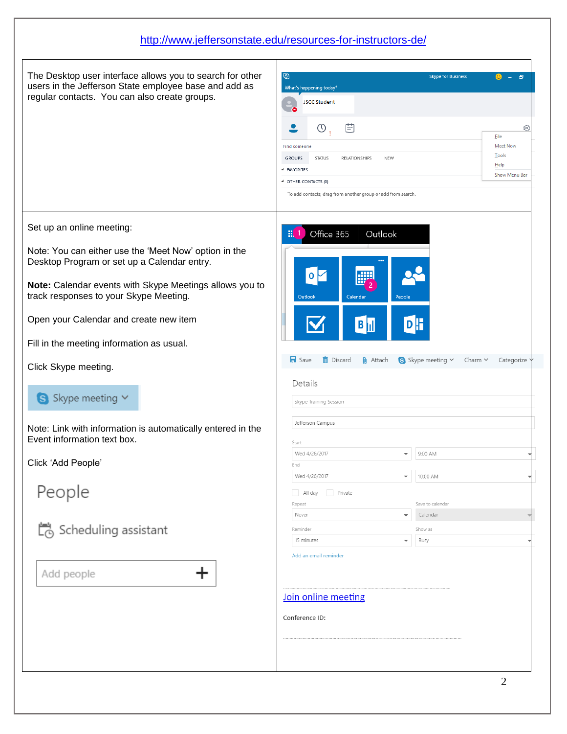http://www.jeffersonstate.edu/resources-for-instructors-de/

The Desktop user interface allows you to search for other users in the Jefferson State employee base and add as regular contacts. You can also create groups.

Set up an online meeting:

Note: You can either use the 'Meet Now' option in the Desktop Program or set up a Calendar entry.

**Note:** Calendar events with Skype Meetings allows you to track responses to your Skype Meeting.

Open your Calendar and create new item

Fill in the meeting information as usual.

Click Skype meeting.

Note: Link with information is automatically entered in the Event information text box.

Click 'Add People'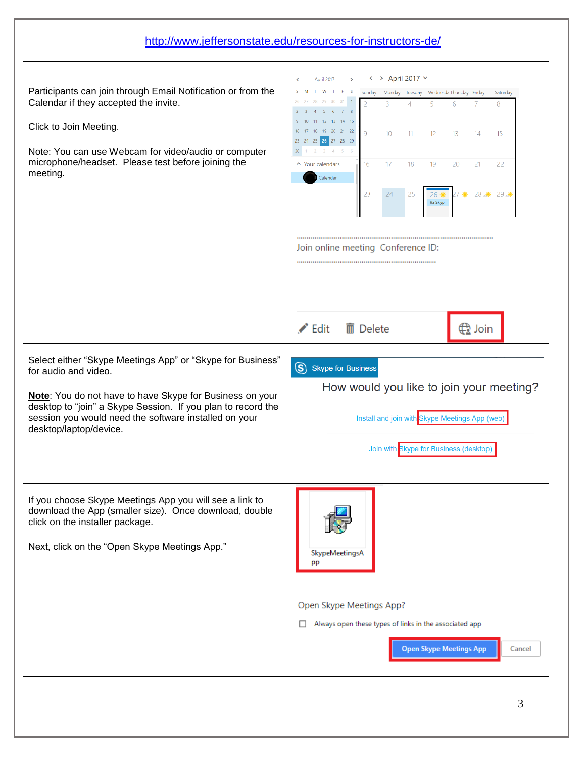http://www.jeffersonstate.edu/resources-for-instructors-de/

| | |
|---|---|
| Participants can join through Email Notification or from the Calendar if they accepted the invite.<br><br>Click to Join Meeting.<br><br>Note: You can use Webcam for video/audio or computer microphone/headset. Please test before joining the meeting. | Join online meeting Conference ID:<br><br>Edit Delete Join |
| Select either "Skype Meetings App" or "Skype for Business" for audio and video.<br><br>**Note**: You do not have to have Skype for Business on your desktop to "join" a Skype Session. If you plan to record the session you would need the software installed on your desktop/laptop/device. | Skype for Business<br><br>How would you like to join your meeting?<br><br>Install and join with Skype Meetings App (web)<br><br>Join with Skype for Business (desktop) |
| If you choose Skype Meetings App you will see a link to download the App (smaller size). Once download, double click on the installer package.<br><br>Next, click on the "Open Skype Meetings App." | SkypeMeetingsApp<br><br>Open Skype Meetings App?<br><br>Always open these types of links in the associated app<br><br>Open Skype Meetings App Cancel |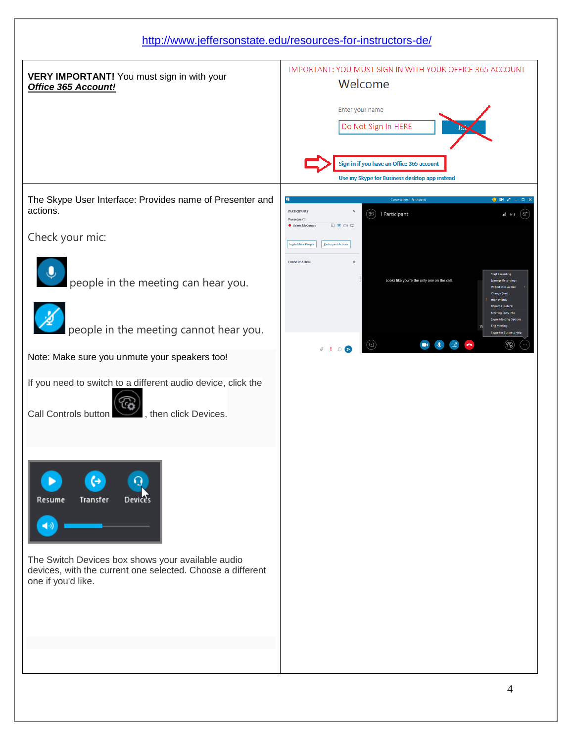http://www.jeffersonstate.edu/resources-for-instructors-de/

**VERY IMPORTANT!** You must sign in with your ***Office 365 Account!***

IMPORTANT: YOU MUST SIGN IN WITH YOUR OFFICE 365 ACCOUNT

The Skype User Interface: Provides name of Presenter and actions.

Check your mic:

people in the meeting can hear you.

people in the meeting cannot hear you.

Note: Make sure you unmute your speakers too!

If you need to switch to a different audio device, click the Call Controls button , then click Devices.

The Switch Devices box shows your available audio devices, with the current one selected. Choose a different one if you'd like.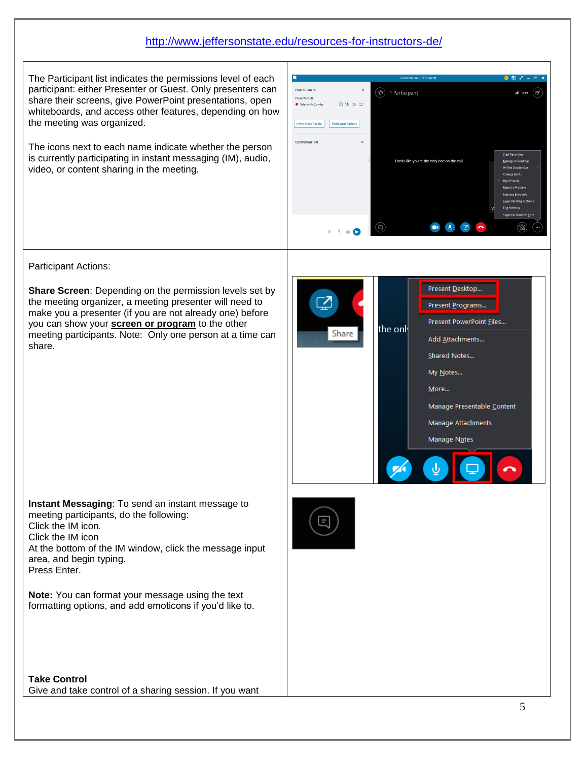http://www.jeffersonstate.edu/resources-for-instructors-de/

The Participant list indicates the permissions level of each participant: either Presenter or Guest. Only presenters can share their screens, give PowerPoint presentations, open whiteboards, and access other features, depending on how the meeting was organized.

The icons next to each name indicate whether the person is currently participating in instant messaging (IM), audio, video, or content sharing in the meeting.

Participant Actions:

**Share Screen**: Depending on the permission levels set by the meeting organizer, a meeting presenter will need to make you a presenter (if you are not already one) before you can show your **screen or program** to the other meeting participants. Note:  Only one person at a time can share.

**Instant Messaging**: To send an instant message to meeting participants, do the following:
Click the IM icon.
Click the IM icon
At the bottom of the IM window, click the message input area, and begin typing.
Press Enter.

**Note:** You can format your message using the text formatting options, and add emoticons if you'd like to.

**Take Control**
Give and take control of a sharing session. If you want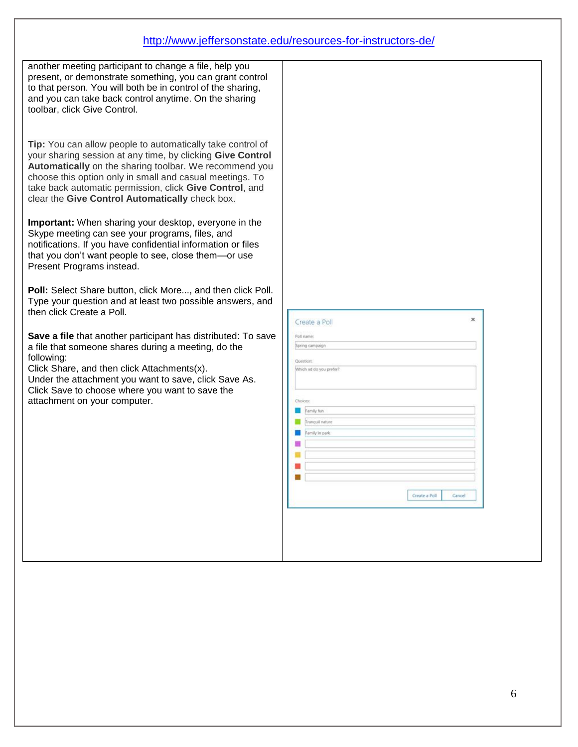http://www.jeffersonstate.edu/resources-for-instructors-de/

another meeting participant to change a file, help you present, or demonstrate something, you can grant control to that person. You will both be in control of the sharing, and you can take back control anytime. On the sharing toolbar, click Give Control.

**Tip:** You can allow people to automatically take control of your sharing session at any time, by clicking **Give Control Automatically** on the sharing toolbar. We recommend you choose this option only in small and casual meetings. To take back automatic permission, click **Give Control**, and clear the **Give Control Automatically** check box.

**Important:** When sharing your desktop, everyone in the Skype meeting can see your programs, files, and notifications. If you have confidential information or files that you don't want people to see, close them—or use Present Programs instead.

**Poll:** Select Share button, click More..., and then click Poll. Type your question and at least two possible answers, and then click Create a Poll.

**Save a file** that another participant has distributed: To save a file that someone shares during a meeting, do the following:
Click Share, and then click Attachments(x).
Under the attachment you want to save, click Save As.
Click Save to choose where you want to save the attachment on your computer.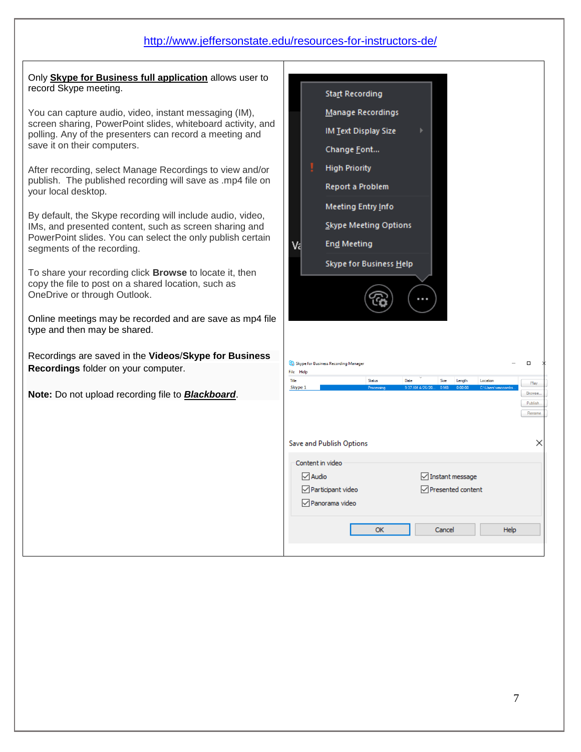http://www.jeffersonstate.edu/resources-for-instructors-de/

Only **Skype for Business full application** allows user to record Skype meeting.

You can capture audio, video, instant messaging (IM), screen sharing, PowerPoint slides, whiteboard activity, and polling. Any of the presenters can record a meeting and save it on their computers.

After recording, select Manage Recordings to view and/or publish. The published recording will save as .mp4 file on your local desktop.

By default, the Skype recording will include audio, video, IMs, and presented content, such as screen sharing and PowerPoint slides. You can select the only publish certain segments of the recording.

To share your recording click **Browse** to locate it, then copy the file to post on a shared location, such as OneDrive or through Outlook.

Online meetings may be recorded and are save as mp4 file type and then may be shared.

Recordings are saved in the **Videos**/**Skype for Business Recordings** folder on your computer.

**Note:** Do not upload recording file to ***Blackboard***.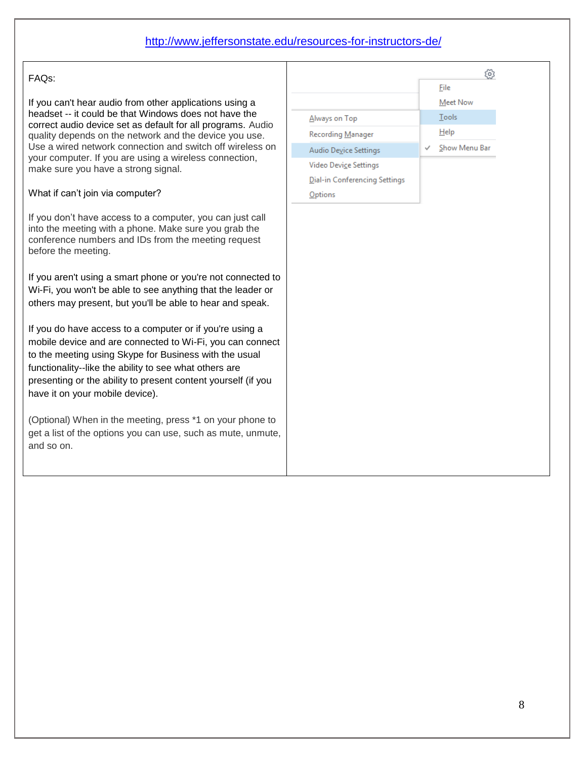http://www.jeffersonstate.edu/resources-for-instructors-de/

FAQs:

If you can't hear audio from other applications using a headset -- it could be that Windows does not have the correct audio device set as default for all programs. Audio quality depends on the network and the device you use. Use a wired network connection and switch off wireless on your computer. If you are using a wireless connection, make sure you have a strong signal.

What if can't join via computer?

If you don't have access to a computer, you can just call into the meeting with a phone. Make sure you grab the conference numbers and IDs from the meeting request before the meeting.

If you aren't using a smart phone or you're not connected to Wi-Fi, you won't be able to see anything that the leader or others may present, but you'll be able to hear and speak.

If you do have access to a computer or if you're using a mobile device and are connected to Wi-Fi, you can connect to the meeting using Skype for Business with the usual functionality--like the ability to see what others are presenting or the ability to present content yourself (if you have it on your mobile device).

(Optional) When in the meeting, press *1 on your phone to get a list of the options you can use, such as mute, unmute, and so on.

- File
- Meet Now
- Tools
  - Always on Top
  - Recording Manager
  - Audio Device Settings
  - Video Device Settings
  - Dial-in Conferencing Settings
  - Options
- Help
- ✓ Show Menu Bar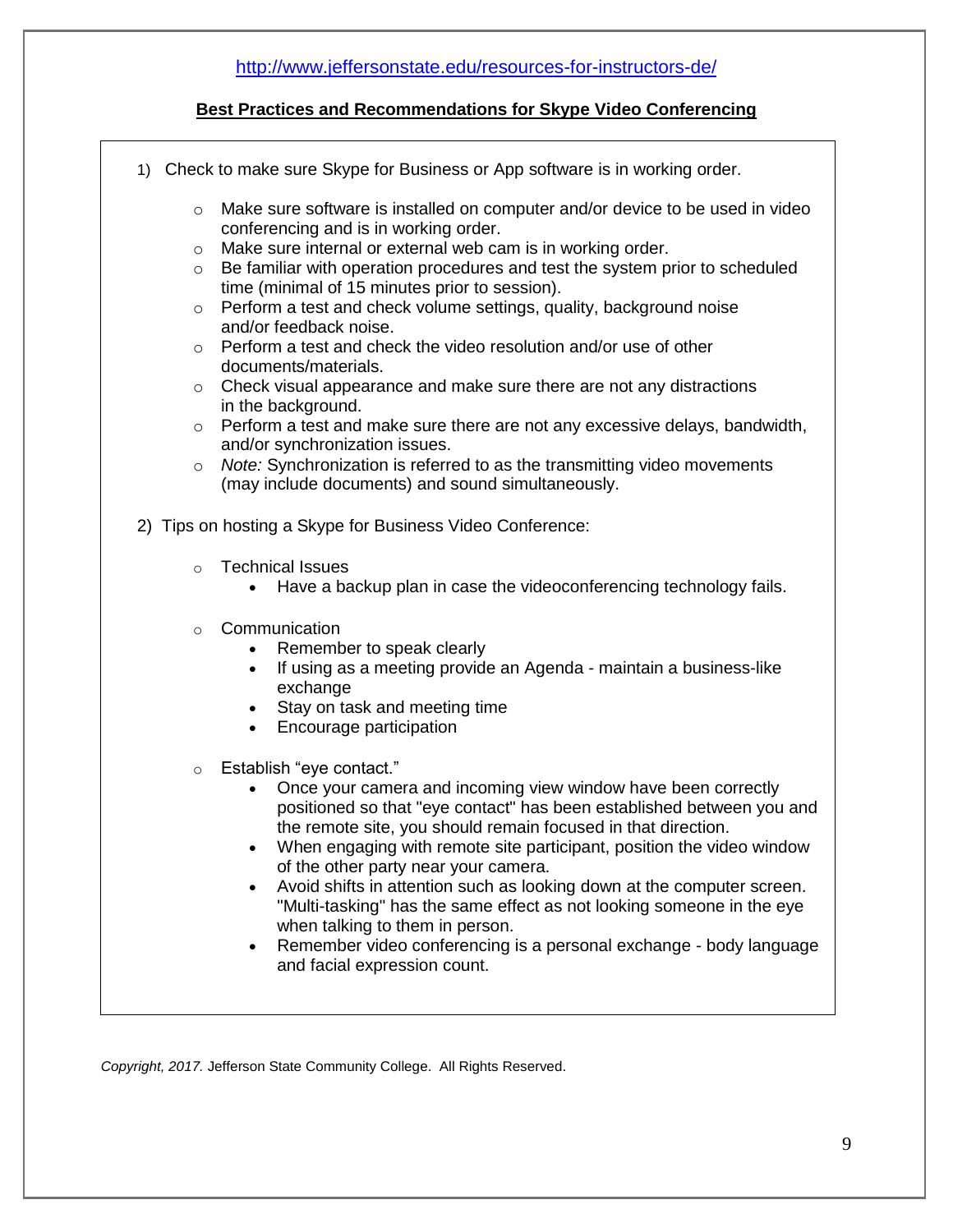http://www.jeffersonstate.edu/resources-for-instructors-de/

## Best Practices and Recommendations for Skype Video Conferencing

1) Check to make sure Skype for Business or App software is in working order.

   - Make sure software is installed on computer and/or device to be used in video conferencing and is in working order.
   - Make sure internal or external web cam is in working order.
   - Be familiar with operation procedures and test the system prior to scheduled time (minimal of 15 minutes prior to session).
   - Perform a test and check volume settings, quality, background noise and/or feedback noise.
   - Perform a test and check the video resolution and/or use of other documents/materials.
   - Check visual appearance and make sure there are not any distractions in the background.
   - Perform a test and make sure there are not any excessive delays, bandwidth, and/or synchronization issues.
   - *Note:* Synchronization is referred to as the transmitting video movements (may include documents) and sound simultaneously.

2) Tips on hosting a Skype for Business Video Conference:

   - Technical Issues
     - Have a backup plan in case the videoconferencing technology fails.
   - Communication
     - Remember to speak clearly
     - If using as a meeting provide an Agenda - maintain a business-like exchange
     - Stay on task and meeting time
     - Encourage participation
   - Establish "eye contact."
     - Once your camera and incoming view window have been correctly positioned so that "eye contact" has been established between you and the remote site, you should remain focused in that direction.
     - When engaging with remote site participant, position the video window of the other party near your camera.
     - Avoid shifts in attention such as looking down at the computer screen. "Multi-tasking" has the same effect as not looking someone in the eye when talking to them in person.
     - Remember video conferencing is a personal exchange - body language and facial expression count.

*Copyright, 2017.* Jefferson State Community College. All Rights Reserved.